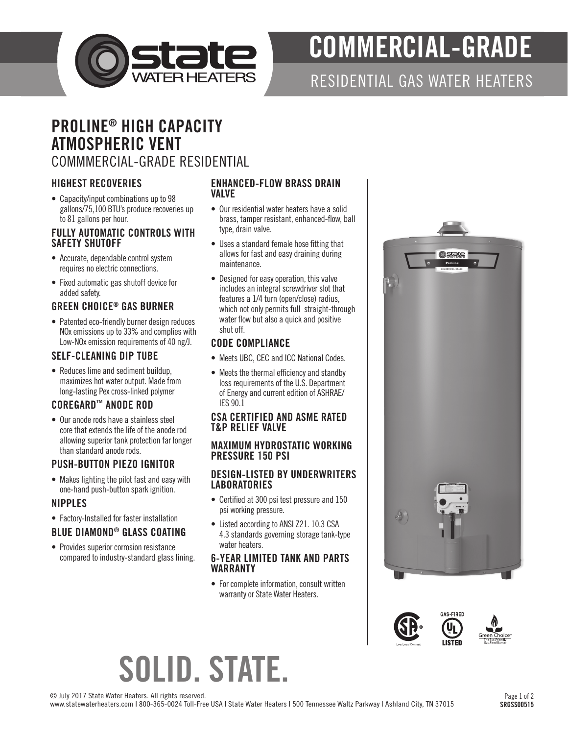# COMMERCIAL-GRADE

RESIDENTIAL GAS WATER HEATERS

## PROLINE® HIGH CAPACITY ATMOSPHERIC VENT

COMMMERCIAL-GRADE RESIDENTIAL

### HIGHEST RECOVERIES

- Capacity/input combinations up to 98 gallons/75,100 BTU's produce recoveries up to 81 gallons per hour.

### FULLY AUTOMATIC CONTROLS WITH SAFETY SHUTOFF

- Accurate, dependable control system requires no electric connections.
- Fixed automatic gas shutoff device for added safety.

### GREEN CHOICE® GAS BURNER

- Patented eco-friendly burner design reduces NOx emissions up to 33% and complies with Low-NOx emission requirements of 40 ng/J.

### SELF-CLEANING DIP TUBE

- Reduces lime and sediment buildup, maximizes hot water output. Made from long-lasting Pex cross-linked polymer

### COREGARD™ ANODE ROD

- Our anode rods have a stainless steel core that extends the life of the anode rod allowing superior tank protection far longer than standard anode rods.

### PUSH-BUTTON PIEZO IGNITOR

- Makes lighting the pilot fast and easy with one-hand push-button spark ignition.

### NIPPLES

- Factory-Installed for faster installation

### BLUE DIAMOND® GLASS COATING

- Provides superior corrosion resistance compared to industry-standard glass lining.

### ENHANCED-FLOW BRASS DRAIN VALVE

- Our residential water heaters have a solid brass, tamper resistant, enhanced-flow, ball type, drain valve.
- Uses a standard female hose fitting that allows for fast and easy draining during maintenance.
- Designed for easy operation, this valve includes an integral screwdriver slot that features a 1/4 turn (open/close) radius, which not only permits full straight-through water flow but also a quick and positive shut off.

### CODE COMPLIANCE

- Meets UBC, CEC and ICC National Codes.
- Meets the thermal efficiency and standby loss requirements of the U.S. Department of Energy and current edition of ASHRAE/IES 90.1

### CSA CERTIFIED AND ASME RATED T&P RELIEF VALVE

### MAXIMUM HYDROSTATIC WORKING PRESSURE 150 PSI

### DESIGN-LISTED BY UNDERWRITERS LABORATORIES

- Certified at 300 psi test pressure and 150 psi working pressure.
- Listed according to ANSI Z21. 10.3 CSA 4.3 standards governing storage tank-type water heaters.

### 6-YEAR LIMITED TANK AND PARTS WARRANTY

- For complete information, consult written warranty or State Water Heaters.

# SOLID. STATE.

© July 2017 State Water Heaters. All rights reserved.
www.statewaterheaters.com | 800-365-0024 Toll-Free USA | State Water Heaters | 500 Tennessee Waltz Parkway | Ashland City, TN 37015

SRGSS00515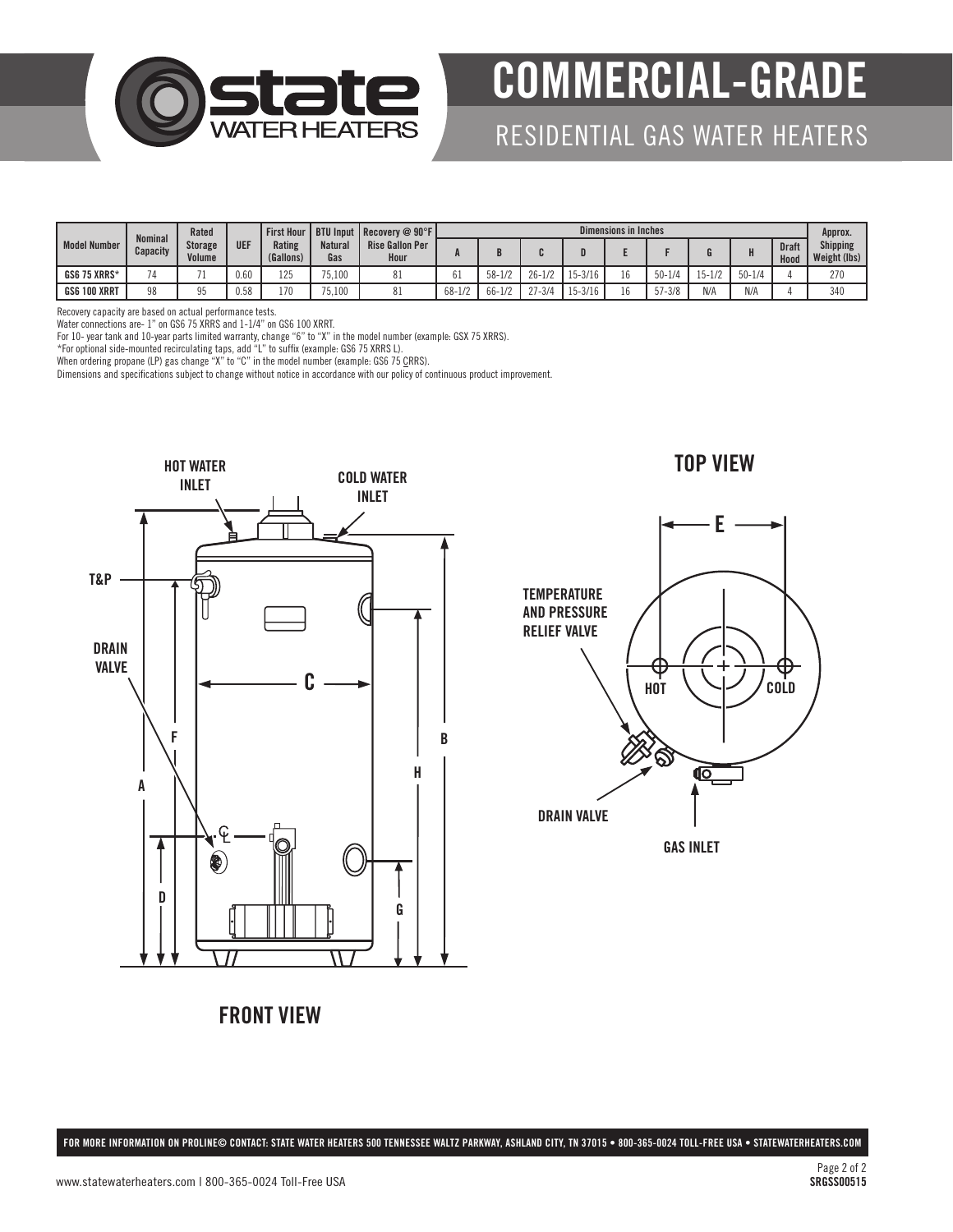# COMMERCIAL-GRADE

## RESIDENTIAL GAS WATER HEATERS

| Model Number | Nominal Capacity | Rated Storage Volume | UEF | First Hour Rating (Gallons) | BTU Input Natural Gas | Recovery @ 90°F Rise Gallon Per Hour | Dimensions in Inches | | | | | | | | | Approx. Shipping Weight (lbs) |
|---|---|---|---|---|---|---|---|---|---|---|---|---|---|---|---|---|
| | | | | | | | A | B | C | D | E | F | G | H | Draft Hood | |
| GS6 75 XRRS* | 74 | 71 | 0.60 | 125 | 75,100 | 81 | 61 | 58-1/2 | 26-1/2 | 15-3/16 | 16 | 50-1/4 | 15-1/2 | 50-1/4 | 4 | 270 |
| GS6 100 XRRT | 98 | 95 | 0.58 | 170 | 75,100 | 81 | 68-1/2 | 66-1/2 | 27-3/4 | 15-3/16 | 16 | 57-3/8 | N/A | N/A | 4 | 340 |

Recovery capacity are based on actual performance tests.
Water connections are- 1" on GS6 75 XRRS and 1-1/4" on GS6 100 XRRT.
For 10- year tank and 10-year parts limited warranty, change "6" to "X" in the model number (example: GSX 75 XRRS).
*For optional side-mounted recirculating taps, add "L" to suffix (example: GS6 75 XRRS L).
When ordering propane (LP) gas change "X" to "C" in the model number (example: GS6 75 CRRS).
Dimensions and specifications subject to change without notice in accordance with our policy of continuous product improvement.

HOT WATER INLET
COLD WATER INLET
T&P
DRAIN VALVE
C
F
A
D
B
H
G
CL

FRONT VIEW

TOP VIEW

E
TEMPERATURE AND PRESSURE RELIEF VALVE
HOT
COLD
DRAIN VALVE
GAS INLET

FOR MORE INFORMATION ON PROLINE© CONTACT: STATE WATER HEATERS 500 TENNESSEE WALTZ PARKWAY, ASHLAND CITY, TN 37015 • 800-365-0024 TOLL-FREE USA • STATEWATERHEATERS.COM

SRGSS00515